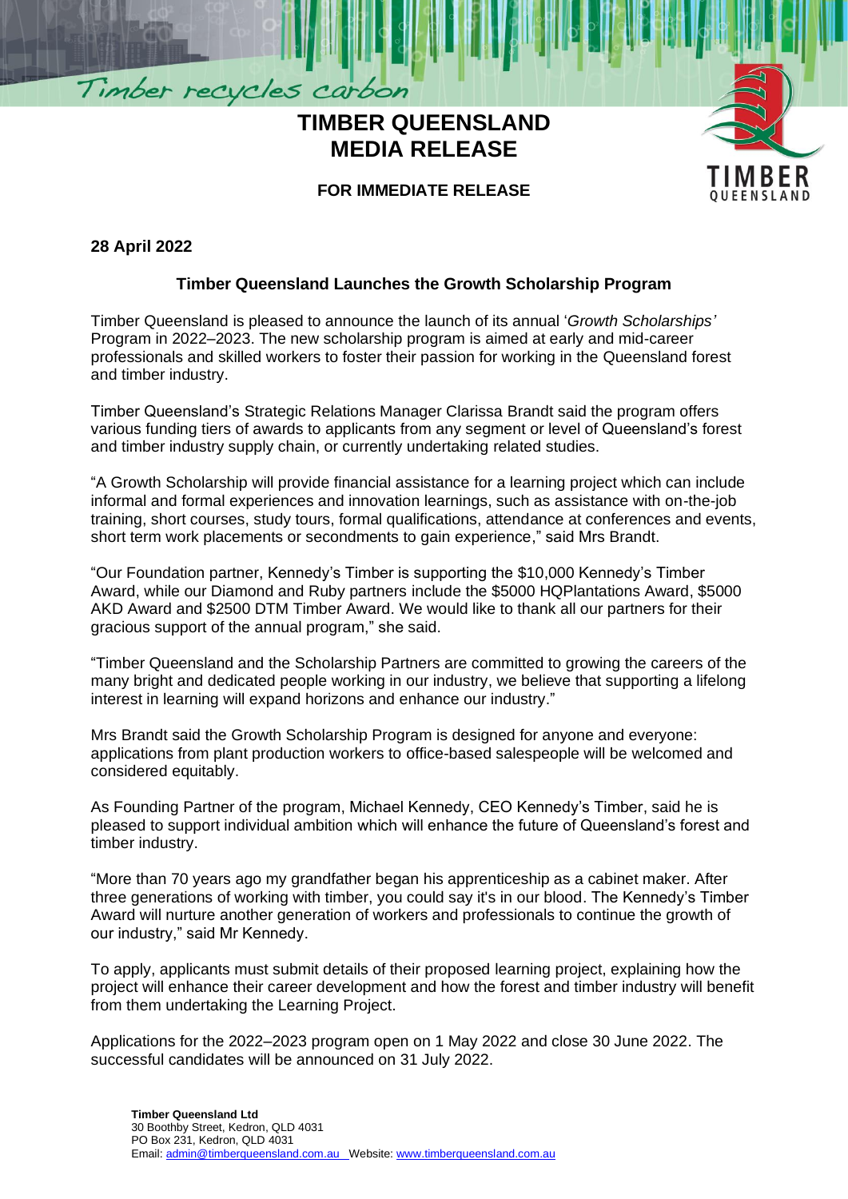Timber recycles carbon

# TIMBER QUEENSLAND MEDIA RELEASE

**FOR IMMEDIATE RELEASE**

**28 April 2022**

## Timber Queensland Launches the Growth Scholarship Program

Timber Queensland is pleased to announce the launch of its annual '*Growth Scholarships'* Program in 2022–2023. The new scholarship program is aimed at early and mid-career professionals and skilled workers to foster their passion for working in the Queensland forest and timber industry.

Timber Queensland's Strategic Relations Manager Clarissa Brandt said the program offers various funding tiers of awards to applicants from any segment or level of Queensland's forest and timber industry supply chain, or currently undertaking related studies.

"A Growth Scholarship will provide financial assistance for a learning project which can include informal and formal experiences and innovation learnings, such as assistance with on-the-job training, short courses, study tours, formal qualifications, attendance at conferences and events, short term work placements or secondments to gain experience," said Mrs Brandt.

"Our Foundation partner, Kennedy's Timber is supporting the $10,000 Kennedy's Timber Award, while our Diamond and Ruby partners include the $5000 HQPlantations Award, $5000 AKD Award and $2500 DTM Timber Award. We would like to thank all our partners for their gracious support of the annual program," she said.

"Timber Queensland and the Scholarship Partners are committed to growing the careers of the many bright and dedicated people working in our industry, we believe that supporting a lifelong interest in learning will expand horizons and enhance our industry."

Mrs Brandt said the Growth Scholarship Program is designed for anyone and everyone: applications from plant production workers to office-based salespeople will be welcomed and considered equitably.

As Founding Partner of the program, Michael Kennedy, CEO Kennedy's Timber, said he is pleased to support individual ambition which will enhance the future of Queensland's forest and timber industry.

"More than 70 years ago my grandfather began his apprenticeship as a cabinet maker. After three generations of working with timber, you could say it's in our blood. The Kennedy's Timber Award will nurture another generation of workers and professionals to continue the growth of our industry," said Mr Kennedy.

To apply, applicants must submit details of their proposed learning project, explaining how the project will enhance their career development and how the forest and timber industry will benefit from them undertaking the Learning Project.

Applications for the 2022–2023 program open on 1 May 2022 and close 30 June 2022. The successful candidates will be announced on 31 July 2022.

**Timber Queensland Ltd**
30 Boothby Street, Kedron, QLD 4031
PO Box 231, Kedron, QLD 4031
Email: admin@timberqueensland.com.au Website: www.timberqueensland.com.au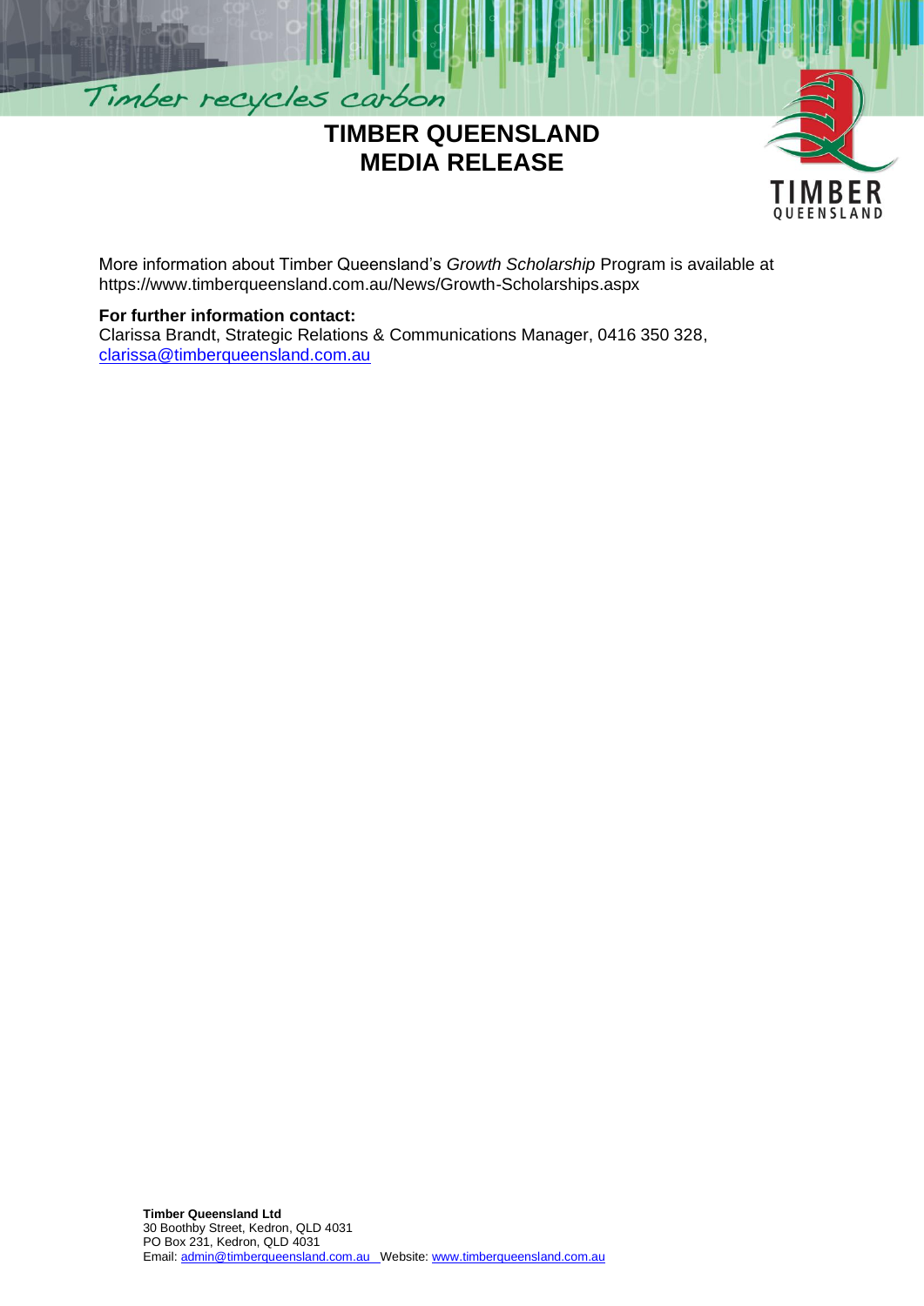# TIMBER QUEENSLAND MEDIA RELEASE

More information about Timber Queensland's *Growth Scholarship* Program is available at https://www.timberqueensland.com.au/News/Growth-Scholarships.aspx

**For further information contact:**
Clarissa Brandt, Strategic Relations & Communications Manager, 0416 350 328, clarissa@timberqueensland.com.au

**Timber Queensland Ltd**
30 Boothby Street, Kedron, QLD 4031
PO Box 231, Kedron, QLD 4031
Email: admin@timberqueensland.com.au Website: www.timberqueensland.com.au